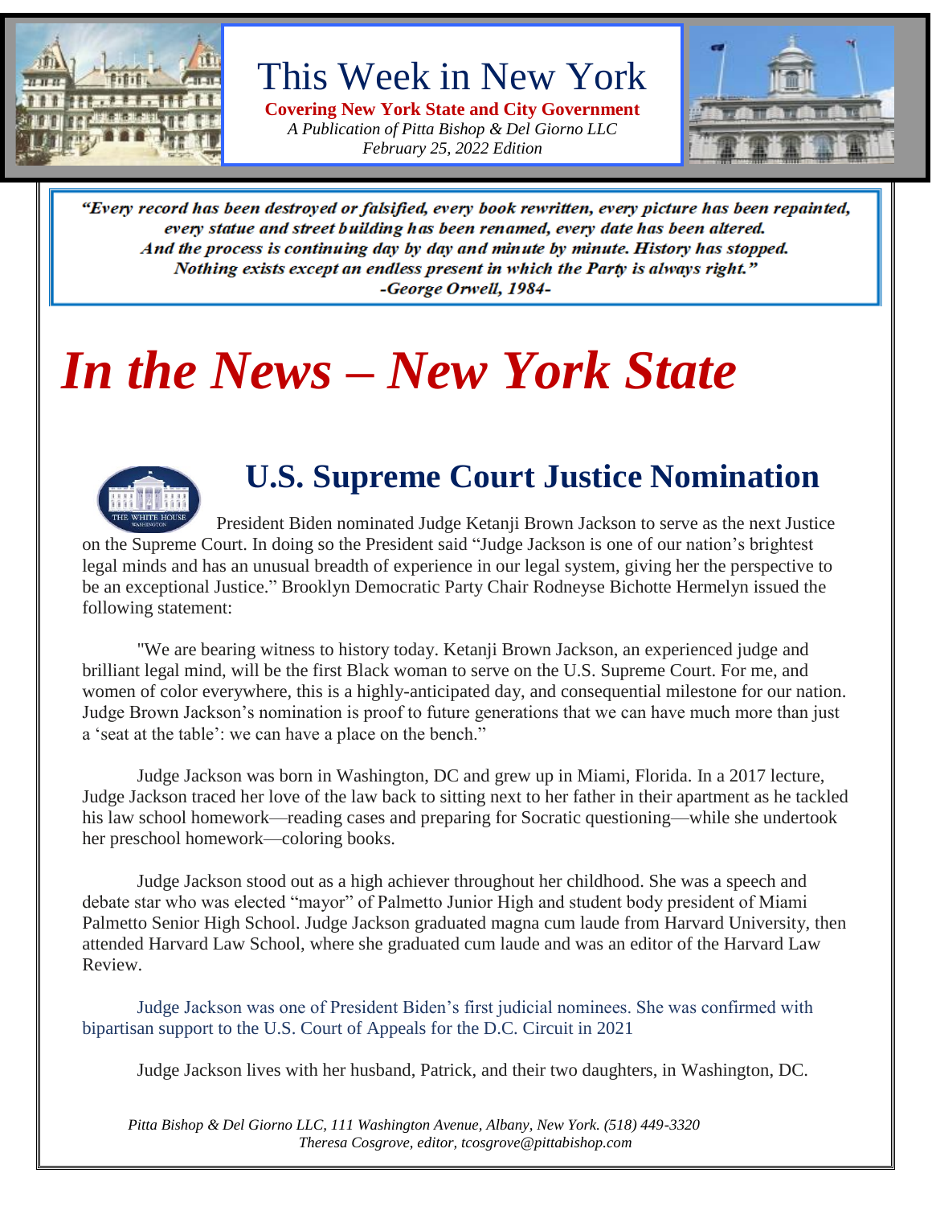# This Week in New York

**Covering New York State and City Government**

*A Publication of Pitta Bishop & Del Giorno LLC*

*February 25, 2022 Edition*

> ***"Every record has been destroyed or falsified, every book rewritten, every picture has been repainted, every statue and street building has been renamed, every date has been altered. And the process is continuing day by day and minute by minute. History has stopped. Nothing exists except an endless present in which the Party is always right."***
>
> ***-George Orwell, 1984-***

# *In the News – New York State*

## U.S. Supreme Court Justice Nomination

President Biden nominated Judge Ketanji Brown Jackson to serve as the next Justice on the Supreme Court. In doing so the President said "Judge Jackson is one of our nation's brightest legal minds and has an unusual breadth of experience in our legal system, giving her the perspective to be an exceptional Justice." Brooklyn Democratic Party Chair Rodneyse Bichotte Hermelyn issued the following statement:

"We are bearing witness to history today. Ketanji Brown Jackson, an experienced judge and brilliant legal mind, will be the first Black woman to serve on the U.S. Supreme Court. For me, and women of color everywhere, this is a highly-anticipated day, and consequential milestone for our nation. Judge Brown Jackson's nomination is proof to future generations that we can have much more than just a 'seat at the table': we can have a place on the bench."

Judge Jackson was born in Washington, DC and grew up in Miami, Florida. In a 2017 lecture, Judge Jackson traced her love of the law back to sitting next to her father in their apartment as he tackled his law school homework—reading cases and preparing for Socratic questioning—while she undertook her preschool homework—coloring books.

Judge Jackson stood out as a high achiever throughout her childhood. She was a speech and debate star who was elected "mayor" of Palmetto Junior High and student body president of Miami Palmetto Senior High School. Judge Jackson graduated magna cum laude from Harvard University, then attended Harvard Law School, where she graduated cum laude and was an editor of the Harvard Law Review.

Judge Jackson was one of President Biden's first judicial nominees. She was confirmed with bipartisan support to the U.S. Court of Appeals for the D.C. Circuit in 2021

Judge Jackson lives with her husband, Patrick, and their two daughters, in Washington, DC.

*Pitta Bishop & Del Giorno LLC, 111 Washington Avenue, Albany, New York. (518) 449-3320*
*Theresa Cosgrove, editor, tcosgrove@pittabishop.com*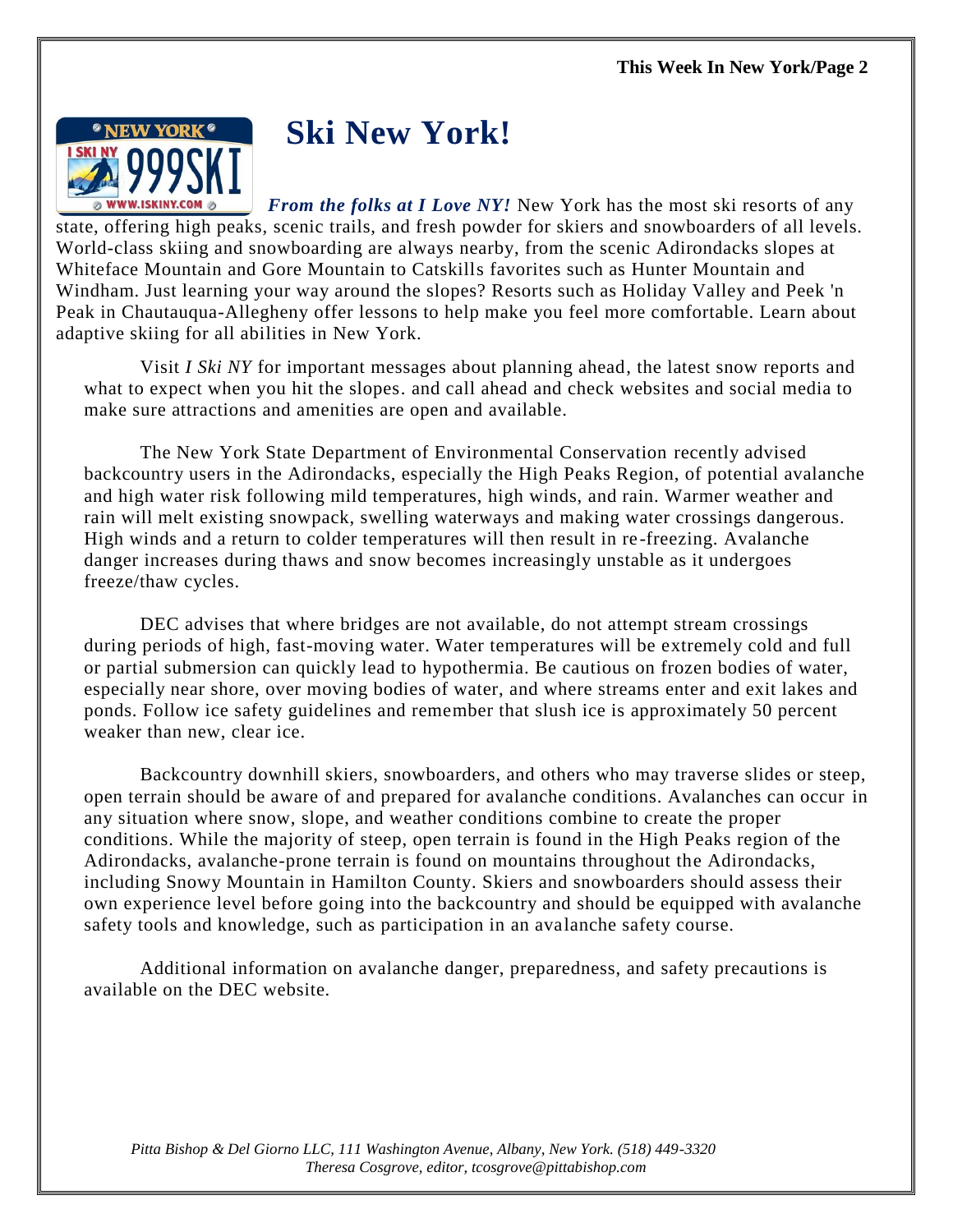# Ski New York!

***From the folks at I Love NY!*** New York has the most ski resorts of any state, offering high peaks, scenic trails, and fresh powder for skiers and snowboarders of all levels. World-class skiing and snowboarding are always nearby, from the scenic Adirondacks slopes at Whiteface Mountain and Gore Mountain to Catskills favorites such as Hunter Mountain and Windham. Just learning your way around the slopes? Resorts such as Holiday Valley and Peek 'n Peak in Chautauqua-Allegheny offer lessons to help make you feel more comfortable. Learn about adaptive skiing for all abilities in New York.

Visit *I Ski NY* for important messages about planning ahead, the latest snow reports and what to expect when you hit the slopes. and call ahead and check websites and social media to make sure attractions and amenities are open and available.

The New York State Department of Environmental Conservation recently advised backcountry users in the Adirondacks, especially the High Peaks Region, of potential avalanche and high water risk following mild temperatures, high winds, and rain. Warmer weather and rain will melt existing snowpack, swelling waterways and making water crossings dangerous. High winds and a return to colder temperatures will then result in re-freezing. Avalanche danger increases during thaws and snow becomes increasingly unstable as it undergoes freeze/thaw cycles.

DEC advises that where bridges are not available, do not attempt stream crossings during periods of high, fast-moving water. Water temperatures will be extremely cold and full or partial submersion can quickly lead to hypothermia. Be cautious on frozen bodies of water, especially near shore, over moving bodies of water, and where streams enter and exit lakes and ponds. Follow ice safety guidelines and remember that slush ice is approximately 50 percent weaker than new, clear ice.

Backcountry downhill skiers, snowboarders, and others who may traverse slides or steep, open terrain should be aware of and prepared for avalanche conditions. Avalanches can occur in any situation where snow, slope, and weather conditions combine to create the proper conditions. While the majority of steep, open terrain is found in the High Peaks region of the Adirondacks, avalanche-prone terrain is found on mountains throughout the Adirondacks, including Snowy Mountain in Hamilton County. Skiers and snowboarders should assess their own experience level before going into the backcountry and should be equipped with avalanche safety tools and knowledge, such as participation in an avalanche safety course.

Additional information on avalanche danger, preparedness, and safety precautions is available on the DEC website.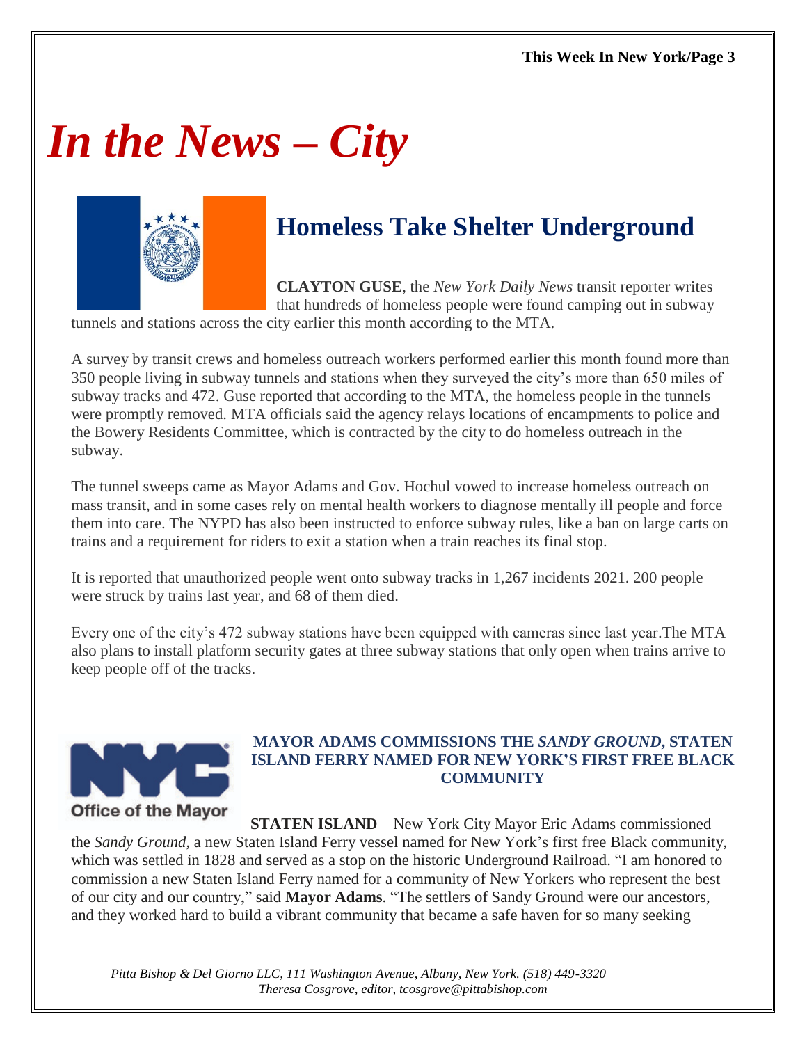// In the News – City

## Homeless Take Shelter Underground

**CLAYTON GUSE**, the *New York Daily News* transit reporter writes that hundreds of homeless people were found camping out in subway tunnels and stations across the city earlier this month according to the MTA.

A survey by transit crews and homeless outreach workers performed earlier this month found more than 350 people living in subway tunnels and stations when they surveyed the city's more than 650 miles of subway tracks and 472. Guse reported that according to the MTA, the homeless people in the tunnels were promptly removed. MTA officials said the agency relays locations of encampments to police and the Bowery Residents Committee, which is contracted by the city to do homeless outreach in the subway.

The tunnel sweeps came as Mayor Adams and Gov. Hochul vowed to increase homeless outreach on mass transit, and in some cases rely on mental health workers to diagnose mentally ill people and force them into care. The NYPD has also been instructed to enforce subway rules, like a ban on large carts on trains and a requirement for riders to exit a station when a train reaches its final stop.

It is reported that unauthorized people went onto subway tracks in 1,267 incidents 2021. 200 people were struck by trains last year, and 68 of them died.

Every one of the city's 472 subway stations have been equipped with cameras since last year.The MTA also plans to install platform security gates at three subway stations that only open when trains arrive to keep people off of the tracks.

Office of the Mayor

### MAYOR ADAMS COMMISSIONS THE *SANDY GROUND*, STATEN ISLAND FERRY NAMED FOR NEW YORK'S FIRST FREE BLACK COMMUNITY

**STATEN ISLAND** – New York City Mayor Eric Adams commissioned the *Sandy Ground*, a new Staten Island Ferry vessel named for New York's first free Black community, which was settled in 1828 and served as a stop on the historic Underground Railroad. "I am honored to commission a new Staten Island Ferry named for a community of New Yorkers who represent the best of our city and our country," said **Mayor Adams**. "The settlers of Sandy Ground were our ancestors, and they worked hard to build a vibrant community that became a safe haven for so many seeking

# *In the News – City*

## Homeless Take Shelter Underground

**CLAYTON GUSE**, the *New York Daily News* transit reporter writes that hundreds of homeless people were found camping out in subway tunnels and stations across the city earlier this month according to the MTA.

A survey by transit crews and homeless outreach workers performed earlier this month found more than 350 people living in subway tunnels and stations when they surveyed the city's more than 650 miles of subway tracks and 472. Guse reported that according to the MTA, the homeless people in the tunnels were promptly removed. MTA officials said the agency relays locations of encampments to police and the Bowery Residents Committee, which is contracted by the city to do homeless outreach in the subway.

The tunnel sweeps came as Mayor Adams and Gov. Hochul vowed to increase homeless outreach on mass transit, and in some cases rely on mental health workers to diagnose mentally ill people and force them into care. The NYPD has also been instructed to enforce subway rules, like a ban on large carts on trains and a requirement for riders to exit a station when a train reaches its final stop.

It is reported that unauthorized people went onto subway tracks in 1,267 incidents 2021. 200 people were struck by trains last year, and 68 of them died.

Every one of the city's 472 subway stations have been equipped with cameras since last year.The MTA also plans to install platform security gates at three subway stations that only open when trains arrive to keep people off of the tracks.

Office of the Mayor

### MAYOR ADAMS COMMISSIONS THE *SANDY GROUND*, STATEN ISLAND FERRY NAMED FOR NEW YORK'S FIRST FREE BLACK COMMUNITY

**STATEN ISLAND** – New York City Mayor Eric Adams commissioned the *Sandy Ground*, a new Staten Island Ferry vessel named for New York's first free Black community, which was settled in 1828 and served as a stop on the historic Underground Railroad. "I am honored to commission a new Staten Island Ferry named for a community of New Yorkers who represent the best of our city and our country," said **Mayor Adams**. "The settlers of Sandy Ground were our ancestors, and they worked hard to build a vibrant community that became a safe haven for so many seeking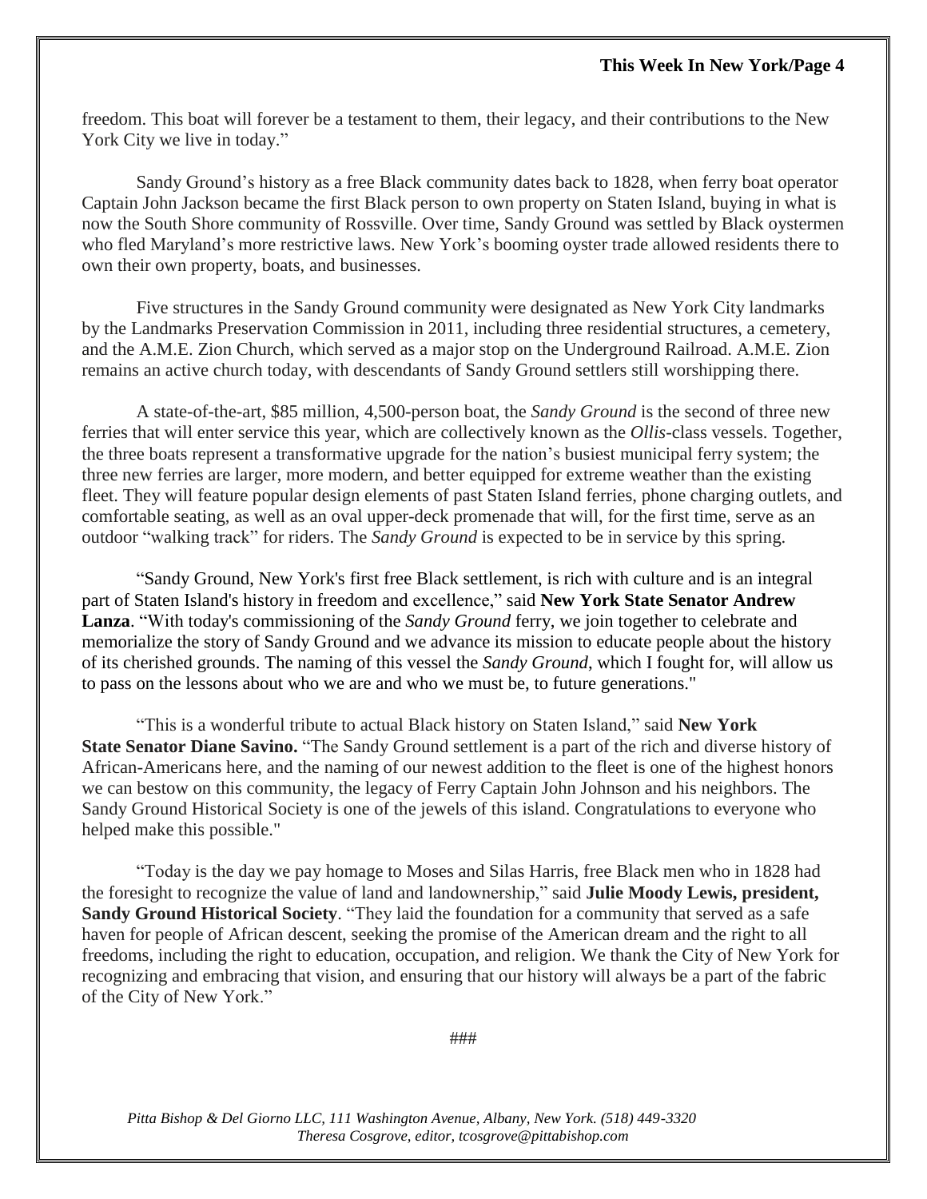freedom. This boat will forever be a testament to them, their legacy, and their contributions to the New York City we live in today."

Sandy Ground's history as a free Black community dates back to 1828, when ferry boat operator Captain John Jackson became the first Black person to own property on Staten Island, buying in what is now the South Shore community of Rossville. Over time, Sandy Ground was settled by Black oystermen who fled Maryland's more restrictive laws. New York's booming oyster trade allowed residents there to own their own property, boats, and businesses.

Five structures in the Sandy Ground community were designated as New York City landmarks by the Landmarks Preservation Commission in 2011, including three residential structures, a cemetery, and the A.M.E. Zion Church, which served as a major stop on the Underground Railroad. A.M.E. Zion remains an active church today, with descendants of Sandy Ground settlers still worshipping there.

A state-of-the-art, $85 million, 4,500-person boat, the *Sandy Ground* is the second of three new ferries that will enter service this year, which are collectively known as the *Ollis*-class vessels. Together, the three boats represent a transformative upgrade for the nation's busiest municipal ferry system; the three new ferries are larger, more modern, and better equipped for extreme weather than the existing fleet. They will feature popular design elements of past Staten Island ferries, phone charging outlets, and comfortable seating, as well as an oval upper-deck promenade that will, for the first time, serve as an outdoor "walking track" for riders. The *Sandy Ground* is expected to be in service by this spring.

"Sandy Ground, New York's first free Black settlement, is rich with culture and is an integral part of Staten Island's history in freedom and excellence," said **New York State Senator Andrew Lanza**. "With today's commissioning of the *Sandy Ground* ferry, we join together to celebrate and memorialize the story of Sandy Ground and we advance its mission to educate people about the history of its cherished grounds. The naming of this vessel the *Sandy Ground*, which I fought for, will allow us to pass on the lessons about who we are and who we must be, to future generations."

"This is a wonderful tribute to actual Black history on Staten Island," said **New York State Senator Diane Savino.** "The Sandy Ground settlement is a part of the rich and diverse history of African-Americans here, and the naming of our newest addition to the fleet is one of the highest honors we can bestow on this community, the legacy of Ferry Captain John Johnson and his neighbors. The Sandy Ground Historical Society is one of the jewels of this island. Congratulations to everyone who helped make this possible."

"Today is the day we pay homage to Moses and Silas Harris, free Black men who in 1828 had the foresight to recognize the value of land and landownership," said **Julie Moody Lewis, president, Sandy Ground Historical Society**. "They laid the foundation for a community that served as a safe haven for people of African descent, seeking the promise of the American dream and the right to all freedoms, including the right to education, occupation, and religion. We thank the City of New York for recognizing and embracing that vision, and ensuring that our history will always be a part of the fabric of the City of New York."

###

*Pitta Bishop & Del Giorno LLC, 111 Washington Avenue, Albany, New York. (518) 449-3320*
*Theresa Cosgrove, editor, tcosgrove@pittabishop.com*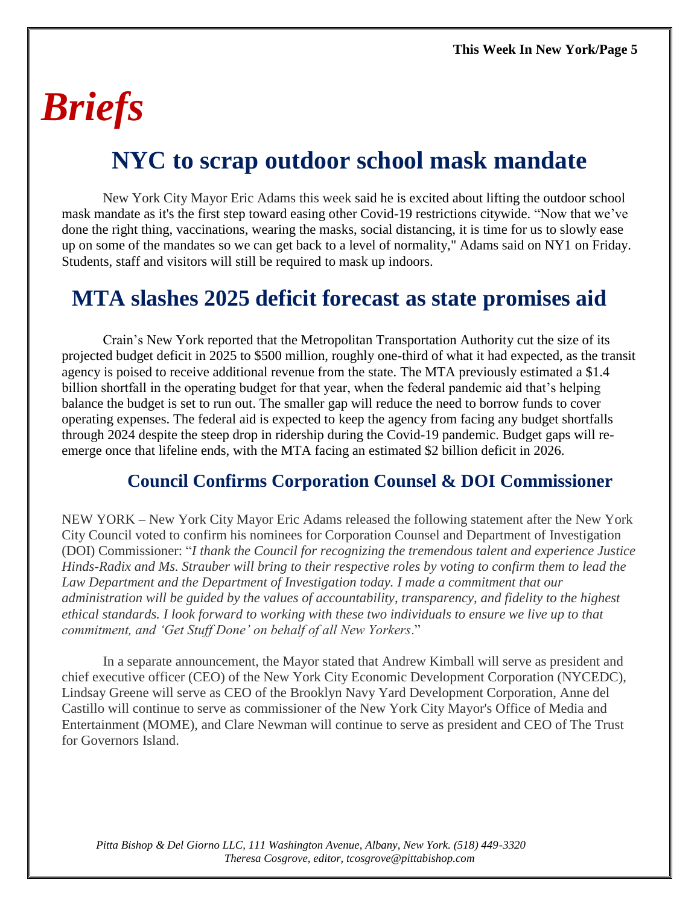# *Briefs*

## NYC to scrap outdoor school mask mandate

New York City Mayor Eric Adams this week said he is excited about lifting the outdoor school mask mandate as it's the first step toward easing other Covid-19 restrictions citywide. "Now that we've done the right thing, vaccinations, wearing the masks, social distancing, it is time for us to slowly ease up on some of the mandates so we can get back to a level of normality," Adams said on NY1 on Friday. Students, staff and visitors will still be required to mask up indoors.

## MTA slashes 2025 deficit forecast as state promises aid

Crain's New York reported that the Metropolitan Transportation Authority cut the size of its projected budget deficit in 2025 to $500 million, roughly one-third of what it had expected, as the transit agency is poised to receive additional revenue from the state. The MTA previously estimated a $1.4 billion shortfall in the operating budget for that year, when the federal pandemic aid that's helping balance the budget is set to run out. The smaller gap will reduce the need to borrow funds to cover operating expenses. The federal aid is expected to keep the agency from facing any budget shortfalls through 2024 despite the steep drop in ridership during the Covid-19 pandemic. Budget gaps will re-emerge once that lifeline ends, with the MTA facing an estimated $2 billion deficit in 2026.

### Council Confirms Corporation Counsel & DOI Commissioner

NEW YORK – New York City Mayor Eric Adams released the following statement after the New York City Council voted to confirm his nominees for Corporation Counsel and Department of Investigation (DOI) Commissioner: "*I thank the Council for recognizing the tremendous talent and experience Justice Hinds-Radix and Ms. Strauber will bring to their respective roles by voting to confirm them to lead the Law Department and the Department of Investigation today. I made a commitment that our administration will be guided by the values of accountability, transparency, and fidelity to the highest ethical standards. I look forward to working with these two individuals to ensure we live up to that commitment, and 'Get Stuff Done' on behalf of all New Yorkers*."

In a separate announcement, the Mayor stated that Andrew Kimball will serve as president and chief executive officer (CEO) of the New York City Economic Development Corporation (NYCEDC), Lindsay Greene will serve as CEO of the Brooklyn Navy Yard Development Corporation, Anne del Castillo will continue to serve as commissioner of the New York City Mayor's Office of Media and Entertainment (MOME), and Clare Newman will continue to serve as president and CEO of The Trust for Governors Island.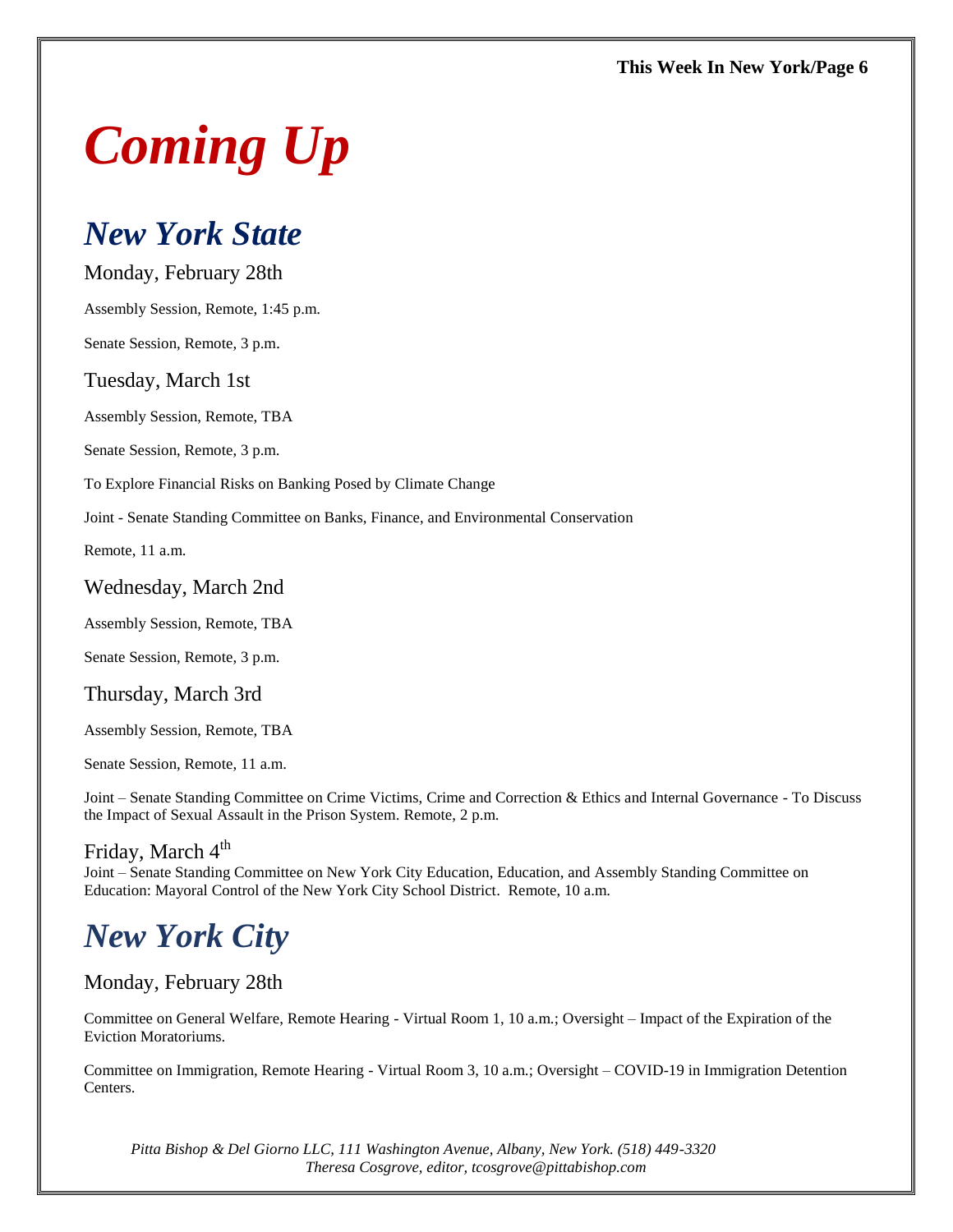# Coming Up

## New York State

### Monday, February 28th

Assembly Session, Remote, 1:45 p.m.

Senate Session, Remote, 3 p.m.

### Tuesday, March 1st

Assembly Session, Remote, TBA

Senate Session, Remote, 3 p.m.

To Explore Financial Risks on Banking Posed by Climate Change

Joint - Senate Standing Committee on Banks, Finance, and Environmental Conservation

Remote, 11 a.m.

### Wednesday, March 2nd

Assembly Session, Remote, TBA

Senate Session, Remote, 3 p.m.

### Thursday, March 3rd

Assembly Session, Remote, TBA

Senate Session, Remote, 11 a.m.

Joint – Senate Standing Committee on Crime Victims, Crime and Correction & Ethics and Internal Governance - To Discuss the Impact of Sexual Assault in the Prison System. Remote, 2 p.m.

### Friday, March 4th

Joint – Senate Standing Committee on New York City Education, Education, and Assembly Standing Committee on Education: Mayoral Control of the New York City School District. Remote, 10 a.m.

## New York City

### Monday, February 28th

Committee on General Welfare, Remote Hearing - Virtual Room 1, 10 a.m.; Oversight – Impact of the Expiration of the Eviction Moratoriums.

Committee on Immigration, Remote Hearing - Virtual Room 3, 10 a.m.; Oversight – COVID-19 in Immigration Detention Centers.

*Pitta Bishop & Del Giorno LLC, 111 Washington Avenue, Albany, New York. (518) 449-3320*
*Theresa Cosgrove, editor, tcosgrove@pittabishop.com*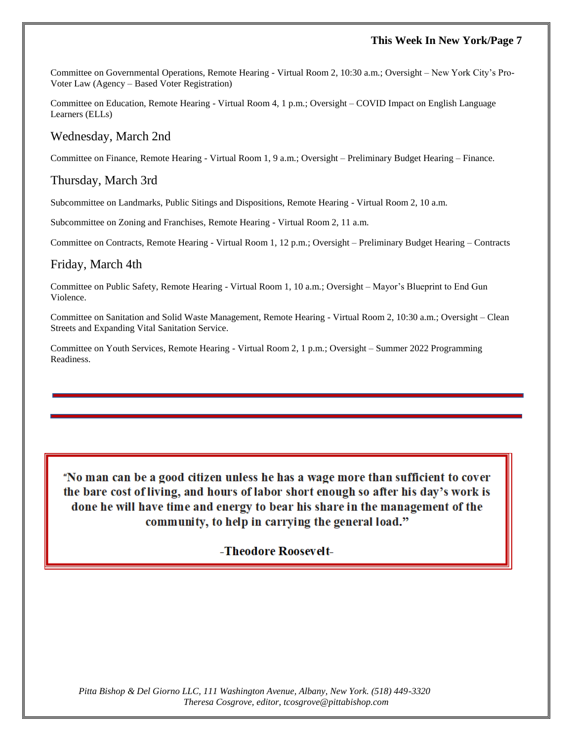Committee on Governmental Operations, Remote Hearing - Virtual Room 2, 10:30 a.m.; Oversight – New York City's Pro-Voter Law (Agency – Based Voter Registration)

Committee on Education, Remote Hearing - Virtual Room 4, 1 p.m.; Oversight – COVID Impact on English Language Learners (ELLs)

## Wednesday, March 2nd

Committee on Finance, Remote Hearing - Virtual Room 1, 9 a.m.; Oversight – Preliminary Budget Hearing – Finance.

## Thursday, March 3rd

Subcommittee on Landmarks, Public Sitings and Dispositions, Remote Hearing - Virtual Room 2, 10 a.m.

Subcommittee on Zoning and Franchises, Remote Hearing - Virtual Room 2, 11 a.m.

Committee on Contracts, Remote Hearing - Virtual Room 1, 12 p.m.; Oversight – Preliminary Budget Hearing – Contracts

## Friday, March 4th

Committee on Public Safety, Remote Hearing - Virtual Room 1, 10 a.m.; Oversight – Mayor's Blueprint to End Gun Violence.

Committee on Sanitation and Solid Waste Management, Remote Hearing - Virtual Room 2, 10:30 a.m.; Oversight – Clean Streets and Expanding Vital Sanitation Service.

Committee on Youth Services, Remote Hearing - Virtual Room 2, 1 p.m.; Oversight – Summer 2022 Programming Readiness.

---

**"No man can be a good citizen unless he has a wage more than sufficient to cover the bare cost of living, and hours of labor short enough so after his day's work is done he will have time and energy to bear his share in the management of the community, to help in carrying the general load."**

**-Theodore Roosevelt-**

*Pitta Bishop & Del Giorno LLC, 111 Washington Avenue, Albany, New York. (518) 449-3320*
*Theresa Cosgrove, editor, tcosgrove@pittabishop.com*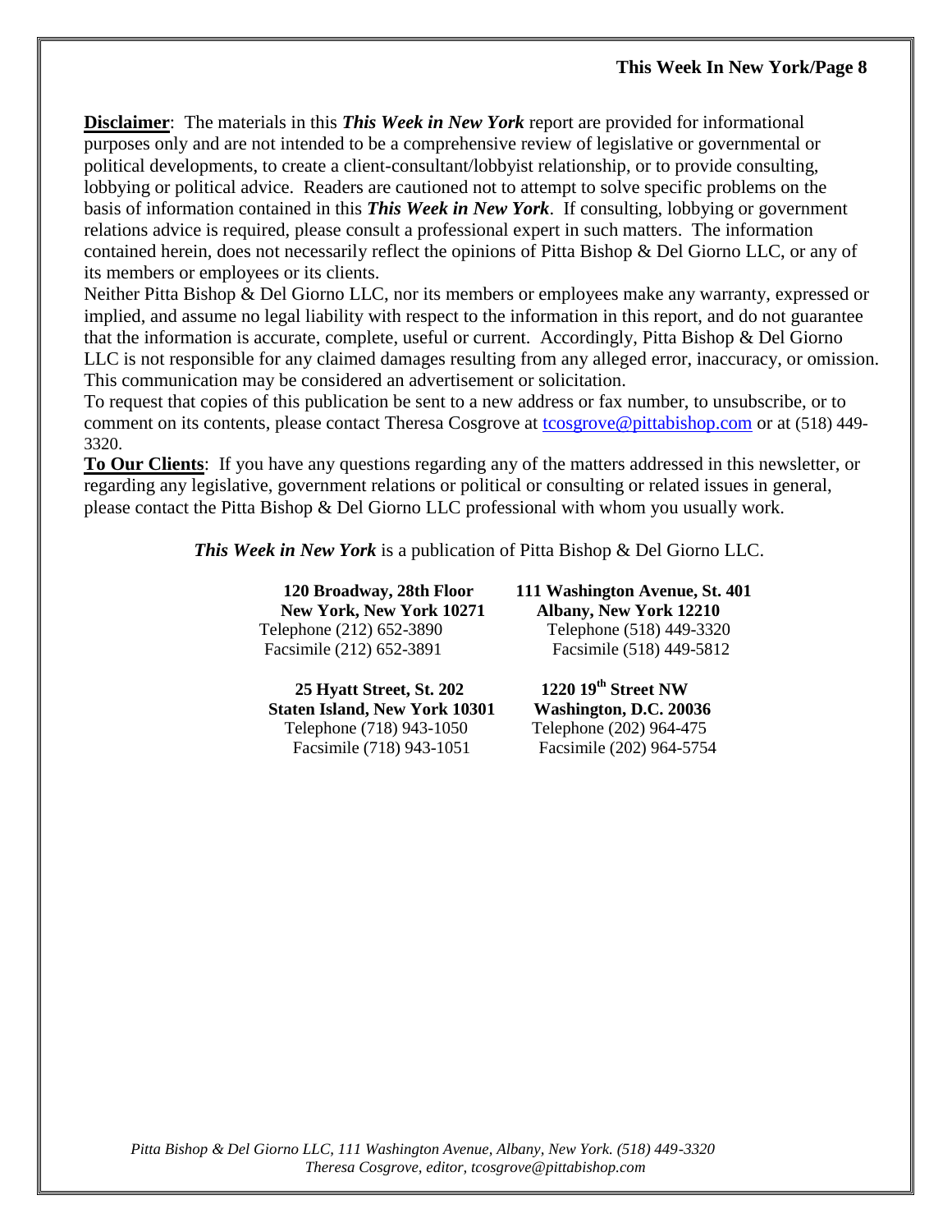**Disclaimer**: The materials in this ***This Week in New York*** report are provided for informational purposes only and are not intended to be a comprehensive review of legislative or governmental or political developments, to create a client-consultant/lobbyist relationship, or to provide consulting, lobbying or political advice. Readers are cautioned not to attempt to solve specific problems on the basis of information contained in this ***This Week in New York***. If consulting, lobbying or government relations advice is required, please consult a professional expert in such matters. The information contained herein, does not necessarily reflect the opinions of Pitta Bishop & Del Giorno LLC, or any of its members or employees or its clients.

Neither Pitta Bishop & Del Giorno LLC, nor its members or employees make any warranty, expressed or implied, and assume no legal liability with respect to the information in this report, and do not guarantee that the information is accurate, complete, useful or current. Accordingly, Pitta Bishop & Del Giorno LLC is not responsible for any claimed damages resulting from any alleged error, inaccuracy, or omission. This communication may be considered an advertisement or solicitation.

To request that copies of this publication be sent to a new address or fax number, to unsubscribe, or to comment on its contents, please contact Theresa Cosgrove at tcosgrove@pittabishop.com or at (518) 449-3320.

**To Our Clients**: If you have any questions regarding any of the matters addressed in this newsletter, or regarding any legislative, government relations or political or consulting or related issues in general, please contact the Pitta Bishop & Del Giorno LLC professional with whom you usually work.

***This Week in New York*** is a publication of Pitta Bishop & Del Giorno LLC.

**120 Broadway, 28th Floor**
**New York, New York 10271**
Telephone (212) 652-3890
Facsimile (212) 652-3891

**111 Washington Avenue, St. 401**
**Albany, New York 12210**
Telephone (518) 449-3320
Facsimile (518) 449-5812

**25 Hyatt Street, St. 202**
**Staten Island, New York 10301**
Telephone (718) 943-1050
Facsimile (718) 943-1051

**1220 19th Street NW**
**Washington, D.C. 20036**
Telephone (202) 964-475
Facsimile (202) 964-5754